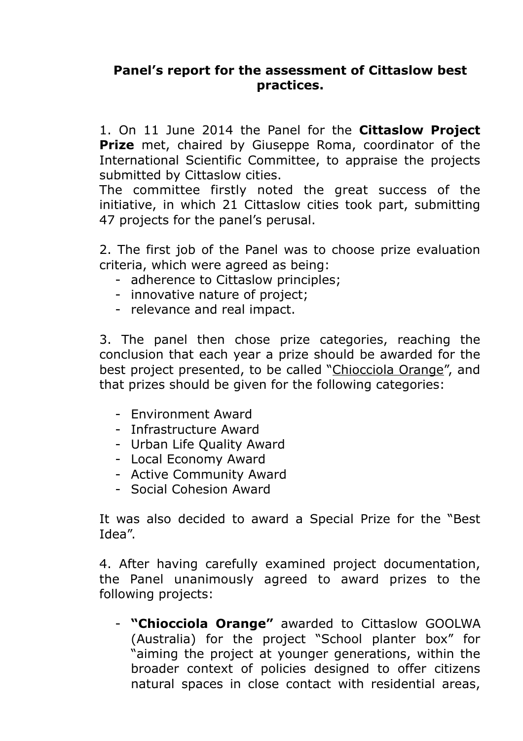# Panel's report for the assessment of Cittaslow best practices.

1. On 11 June 2014 the Panel for the **Cittaslow Project Prize** met, chaired by Giuseppe Roma, coordinator of the International Scientific Committee, to appraise the projects submitted by Cittaslow cities.
The committee firstly noted the great success of the initiative, in which 21 Cittaslow cities took part, submitting 47 projects for the panel's perusal.

2. The first job of the Panel was to choose prize evaluation criteria, which were agreed as being:
   - adherence to Cittaslow principles;
   - innovative nature of project;
   - relevance and real impact.

3. The panel then chose prize categories, reaching the conclusion that each year a prize should be awarded for the best project presented, to be called "Chiocciola Orange", and that prizes should be given for the following categories:

   - Environment Award
   - Infrastructure Award
   - Urban Life Quality Award
   - Local Economy Award
   - Active Community Award
   - Social Cohesion Award

   It was also decided to award a Special Prize for the "Best Idea".

4. After having carefully examined project documentation, the Panel unanimously agreed to award prizes to the following projects:

   - **"Chiocciola Orange"** awarded to Cittaslow GOOLWA (Australia) for the project "School planter box" for "aiming the project at younger generations, within the broader context of policies designed to offer citizens natural spaces in close contact with residential areas,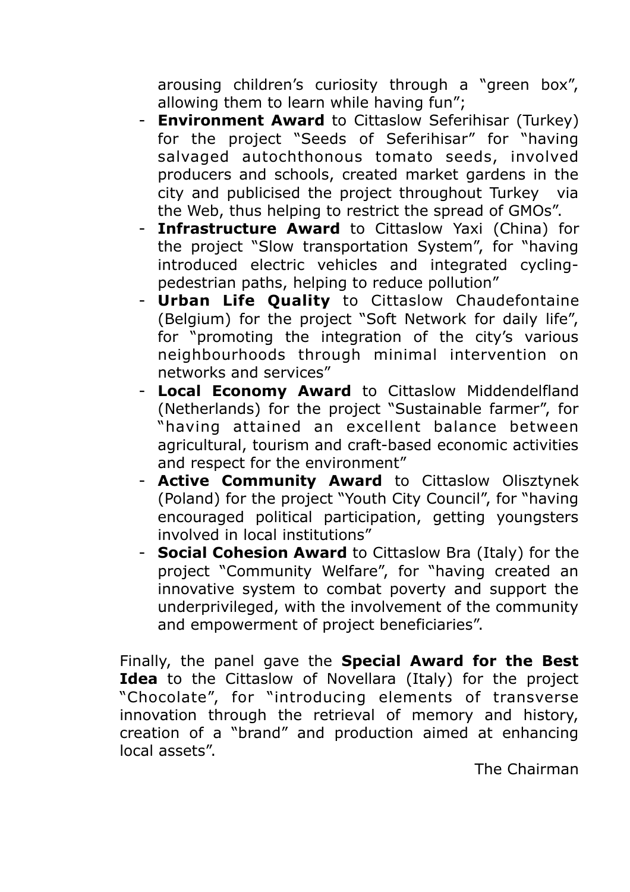arousing children's curiosity through a "green box", allowing them to learn while having fun";

- **Environment Award** to Cittaslow Seferihisar (Turkey) for the project "Seeds of Seferihisar" for "having salvaged autochthonous tomato seeds, involved producers and schools, created market gardens in the city and publicised the project throughout Turkey via the Web, thus helping to restrict the spread of GMOs".
- **Infrastructure Award** to Cittaslow Yaxi (China) for the project "Slow transportation System", for "having introduced electric vehicles and integrated cycling-pedestrian paths, helping to reduce pollution"
- **Urban Life Quality** to Cittaslow Chaudefontaine (Belgium) for the project "Soft Network for daily life", for "promoting the integration of the city's various neighbourhoods through minimal intervention on networks and services"
- **Local Economy Award** to Cittaslow Middendelfland (Netherlands) for the project "Sustainable farmer", for "having attained an excellent balance between agricultural, tourism and craft-based economic activities and respect for the environment"
- **Active Community Award** to Cittaslow Olisztynek (Poland) for the project "Youth City Council", for "having encouraged political participation, getting youngsters involved in local institutions"
- **Social Cohesion Award** to Cittaslow Bra (Italy) for the project "Community Welfare", for "having created an innovative system to combat poverty and support the underprivileged, with the involvement of the community and empowerment of project beneficiaries".

Finally, the panel gave the **Special Award for the Best Idea** to the Cittaslow of Novellara (Italy) for the project "Chocolate", for "introducing elements of transverse innovation through the retrieval of memory and history, creation of a "brand" and production aimed at enhancing local assets".

The Chairman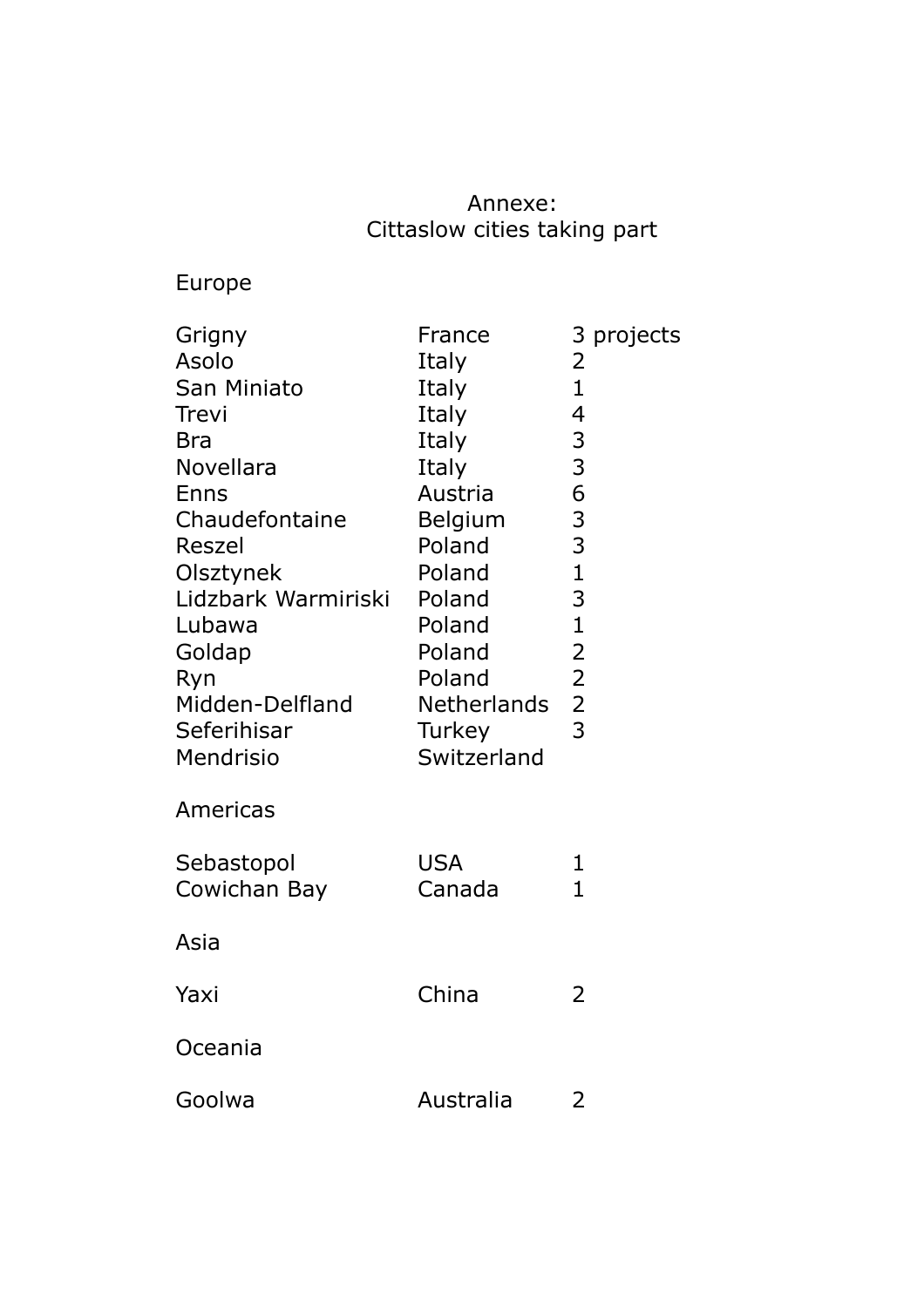Annexe:
Cittaslow cities taking part

Europe

| | | |
|---|---|---|
| Grigny | France | 3 projects |
| Asolo | Italy | 2 |
| San Miniato | Italy | 1 |
| Trevi | Italy | 4 |
| Bra | Italy | 3 |
| Novellara | Italy | 3 |
| Enns | Austria | 6 |
| Chaudefontaine | Belgium | 3 |
| Reszel | Poland | 3 |
| Olsztynek | Poland | 1 |
| Lidzbark Warmiriski | Poland | 3 |
| Lubawa | Poland | 1 |
| Goldap | Poland | 2 |
| Ryn | Poland | 2 |
| Midden-Delfland | Netherlands | 2 |
| Seferihisar | Turkey | 3 |
| Mendrisio | Switzerland | |

Americas

| | | |
|---|---|---|
| Sebastopol | USA | 1 |
| Cowichan Bay | Canada | 1 |

Asia

| | | |
|---|---|---|
| Yaxi | China | 2 |

Oceania

| | | |
|---|---|---|
| Goolwa | Australia | 2 |